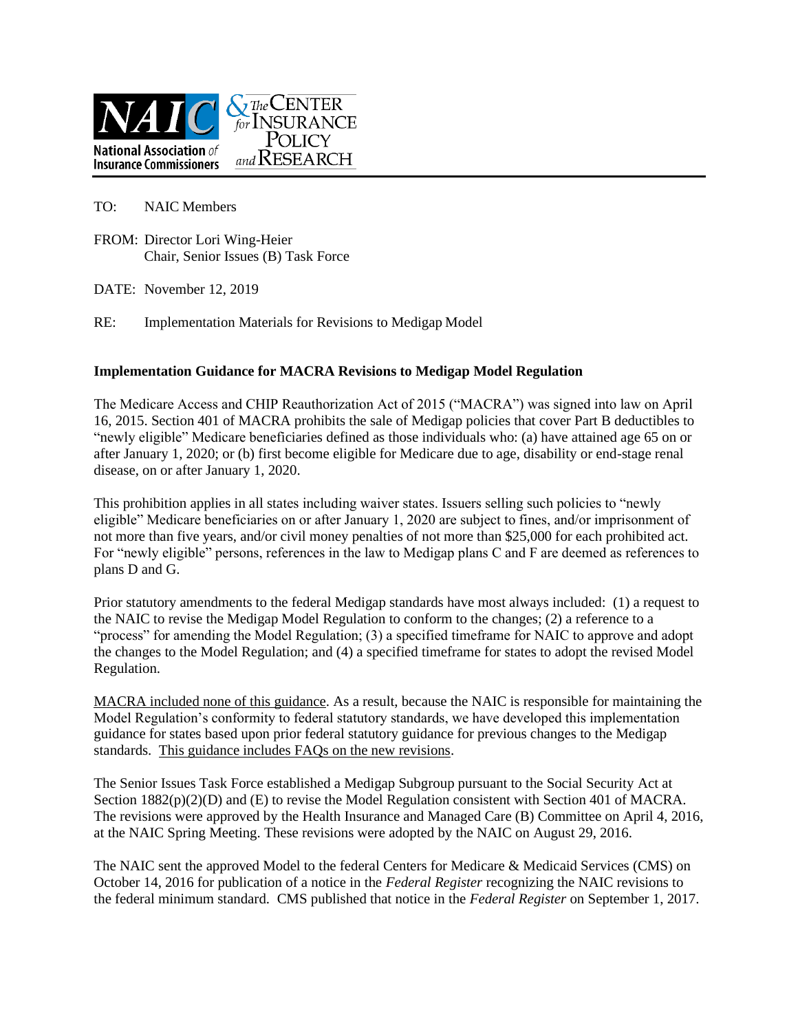NAIC National Association of Insurance Commissioners | The Center for Insurance Policy and Research

TO: NAIC Members

FROM: Director Lori Wing-Heier
Chair, Senior Issues (B) Task Force

DATE: November 12, 2019

RE: Implementation Materials for Revisions to Medigap Model

**Implementation Guidance for MACRA Revisions to Medigap Model Regulation**

The Medicare Access and CHIP Reauthorization Act of 2015 ("MACRA") was signed into law on April 16, 2015. Section 401 of MACRA prohibits the sale of Medigap policies that cover Part B deductibles to "newly eligible" Medicare beneficiaries defined as those individuals who: (a) have attained age 65 on or after January 1, 2020; or (b) first become eligible for Medicare due to age, disability or end-stage renal disease, on or after January 1, 2020.

This prohibition applies in all states including waiver states. Issuers selling such policies to "newly eligible" Medicare beneficiaries on or after January 1, 2020 are subject to fines, and/or imprisonment of not more than five years, and/or civil money penalties of not more than $25,000 for each prohibited act. For "newly eligible" persons, references in the law to Medigap plans C and F are deemed as references to plans D and G.

Prior statutory amendments to the federal Medigap standards have most always included: (1) a request to the NAIC to revise the Medigap Model Regulation to conform to the changes; (2) a reference to a "process" for amending the Model Regulation; (3) a specified timeframe for NAIC to approve and adopt the changes to the Model Regulation; and (4) a specified timeframe for states to adopt the revised Model Regulation.

<u>MACRA included none of this guidance</u>. As a result, because the NAIC is responsible for maintaining the Model Regulation's conformity to federal statutory standards, we have developed this implementation guidance for states based upon prior federal statutory guidance for previous changes to the Medigap standards. <u>This guidance includes FAQs on the new revisions</u>.

The Senior Issues Task Force established a Medigap Subgroup pursuant to the Social Security Act at Section 1882(p)(2)(D) and (E) to revise the Model Regulation consistent with Section 401 of MACRA. The revisions were approved by the Health Insurance and Managed Care (B) Committee on April 4, 2016, at the NAIC Spring Meeting. These revisions were adopted by the NAIC on August 29, 2016.

The NAIC sent the approved Model to the federal Centers for Medicare & Medicaid Services (CMS) on October 14, 2016 for publication of a notice in the *Federal Register* recognizing the NAIC revisions to the federal minimum standard. CMS published that notice in the *Federal Register* on September 1, 2017.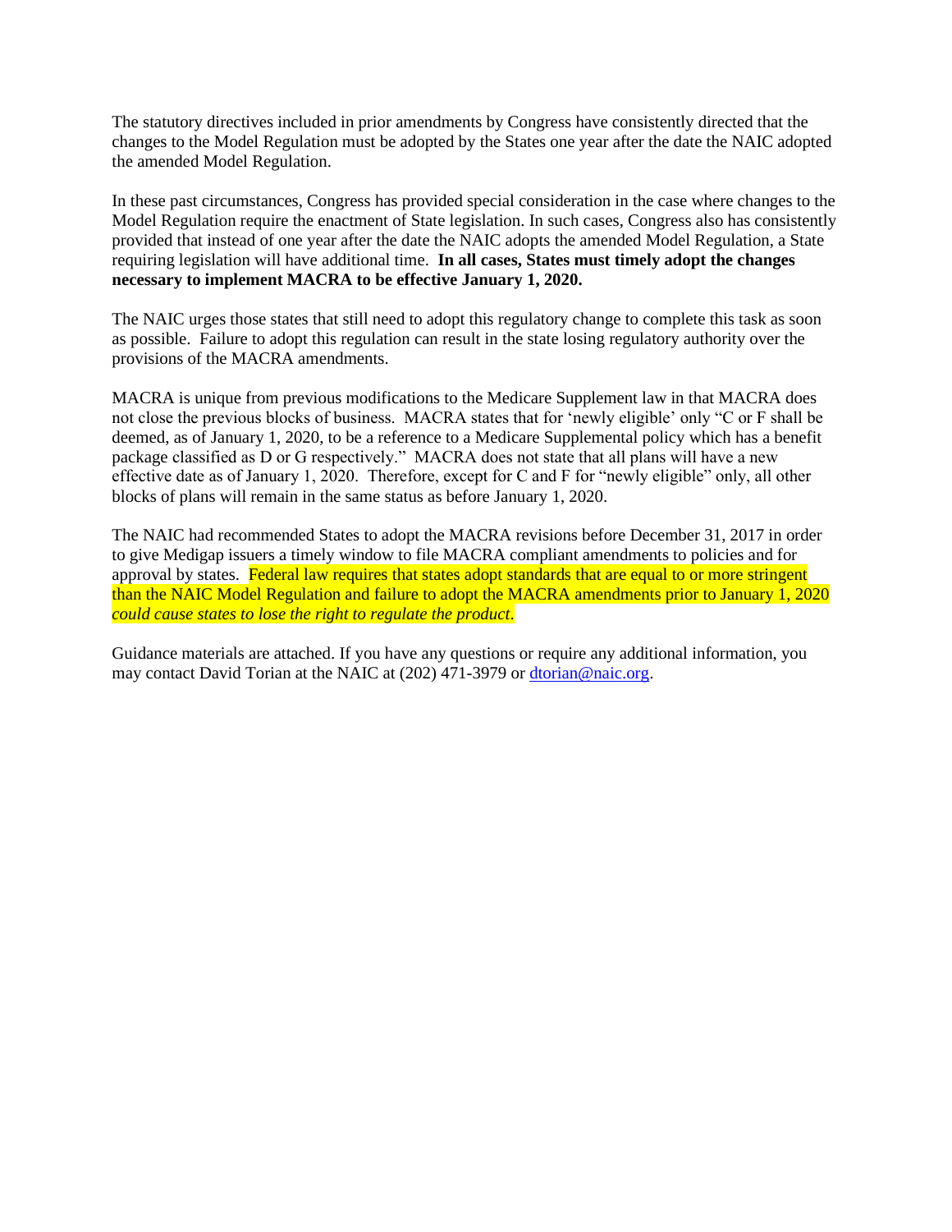The statutory directives included in prior amendments by Congress have consistently directed that the changes to the Model Regulation must be adopted by the States one year after the date the NAIC adopted the amended Model Regulation.

In these past circumstances, Congress has provided special consideration in the case where changes to the Model Regulation require the enactment of State legislation. In such cases, Congress also has consistently provided that instead of one year after the date the NAIC adopts the amended Model Regulation, a State requiring legislation will have additional time. **In all cases, States must timely adopt the changes necessary to implement MACRA to be effective January 1, 2020.**

The NAIC urges those states that still need to adopt this regulatory change to complete this task as soon as possible. Failure to adopt this regulation can result in the state losing regulatory authority over the provisions of the MACRA amendments.

MACRA is unique from previous modifications to the Medicare Supplement law in that MACRA does not close the previous blocks of business. MACRA states that for 'newly eligible' only "C or F shall be deemed, as of January 1, 2020, to be a reference to a Medicare Supplemental policy which has a benefit package classified as D or G respectively." MACRA does not state that all plans will have a new effective date as of January 1, 2020. Therefore, except for C and F for "newly eligible" only, all other blocks of plans will remain in the same status as before January 1, 2020.

The NAIC had recommended States to adopt the MACRA revisions before December 31, 2017 in order to give Medigap issuers a timely window to file MACRA compliant amendments to policies and for approval by states. Federal law requires that states adopt standards that are equal to or more stringent than the NAIC Model Regulation and failure to adopt the MACRA amendments prior to January 1, 2020 *could cause states to lose the right to regulate the product*.

Guidance materials are attached. If you have any questions or require any additional information, you may contact David Torian at the NAIC at (202) 471-3979 or dtorian@naic.org.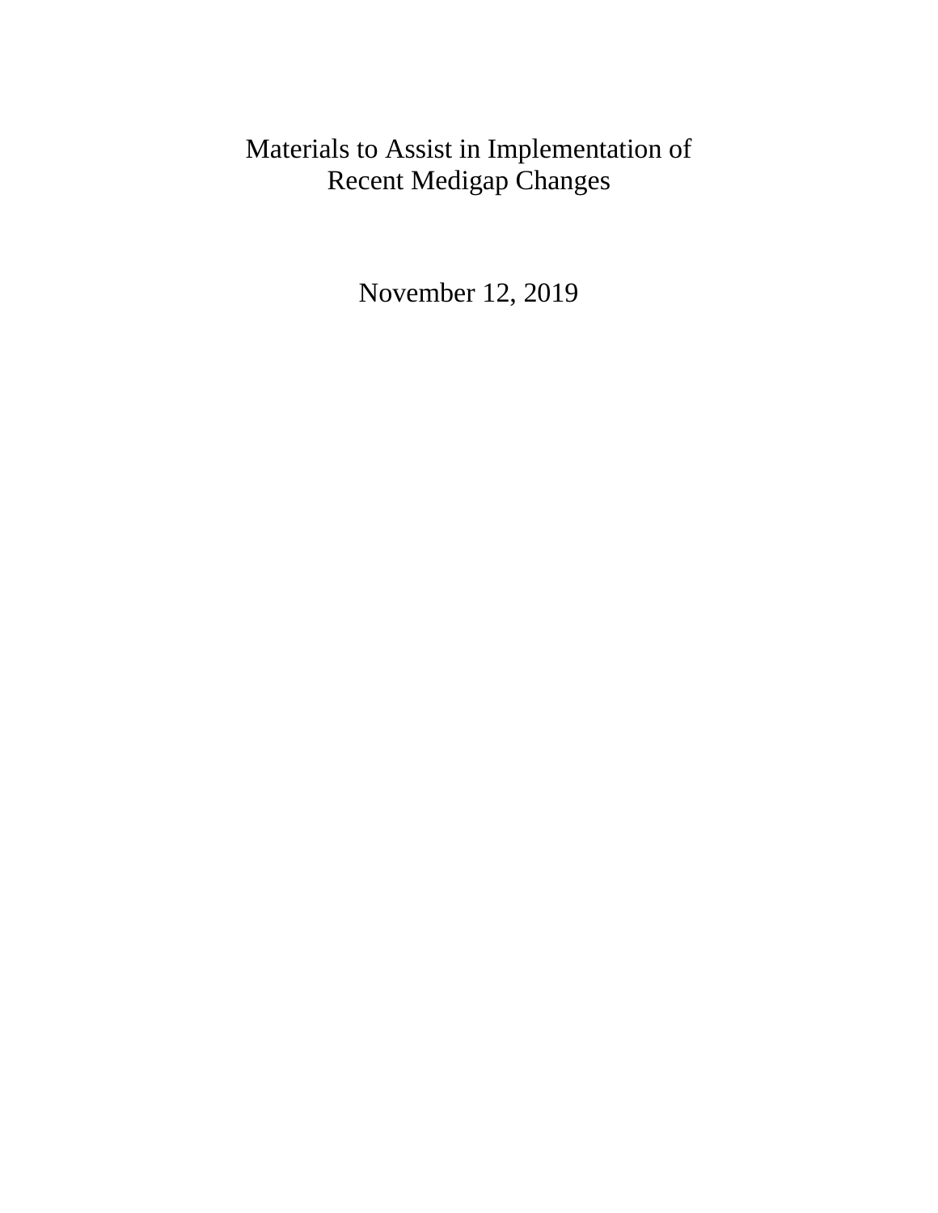# Materials to Assist in Implementation of Recent Medigap Changes

November 12, 2019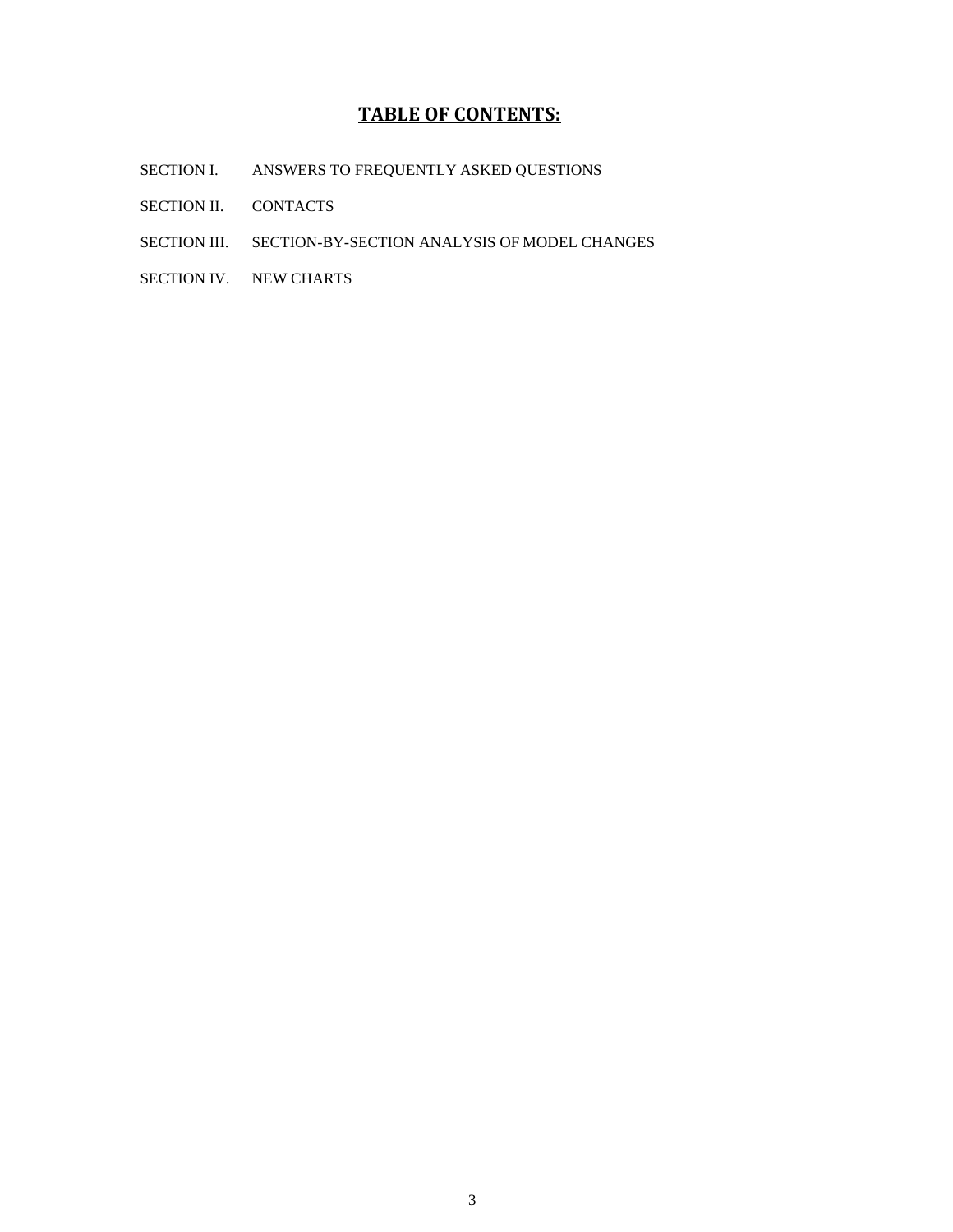# **TABLE OF CONTENTS:**

SECTION I. ANSWERS TO FREQUENTLY ASKED QUESTIONS

SECTION II. CONTACTS

SECTION III. SECTION-BY-SECTION ANALYSIS OF MODEL CHANGES

SECTION IV. NEW CHARTS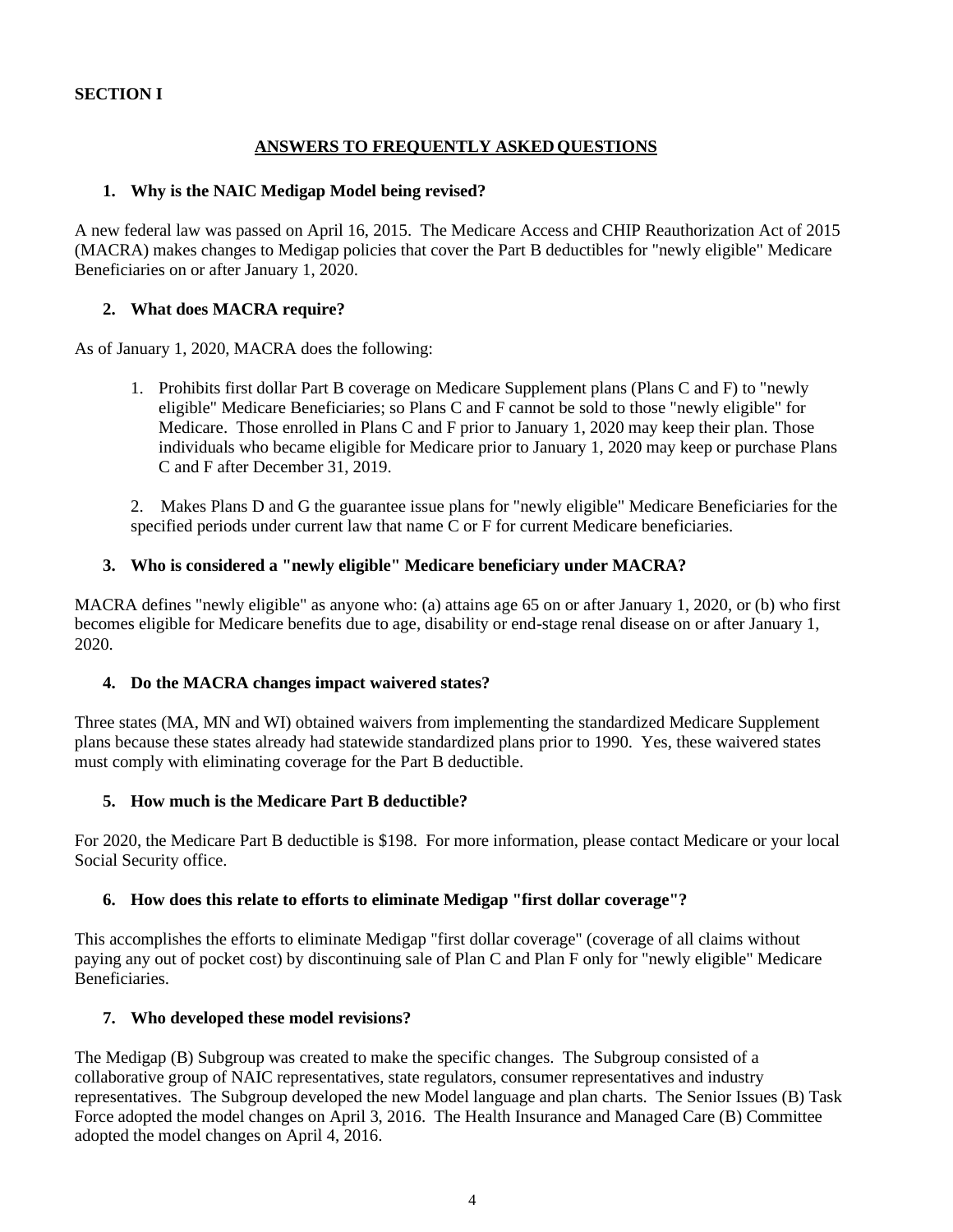**SECTION I**

## ANSWERS TO FREQUENTLY ASKED QUESTIONS

### 1. Why is the NAIC Medigap Model being revised?

A new federal law was passed on April 16, 2015. The Medicare Access and CHIP Reauthorization Act of 2015 (MACRA) makes changes to Medigap policies that cover the Part B deductibles for "newly eligible" Medicare Beneficiaries on or after January 1, 2020.

### 2. What does MACRA require?

As of January 1, 2020, MACRA does the following:

1. Prohibits first dollar Part B coverage on Medicare Supplement plans (Plans C and F) to "newly eligible" Medicare Beneficiaries; so Plans C and F cannot be sold to those "newly eligible" for Medicare. Those enrolled in Plans C and F prior to January 1, 2020 may keep their plan. Those individuals who became eligible for Medicare prior to January 1, 2020 may keep or purchase Plans C and F after December 31, 2019.

2. Makes Plans D and G the guarantee issue plans for "newly eligible" Medicare Beneficiaries for the specified periods under current law that name C or F for current Medicare beneficiaries.

### 3. Who is considered a "newly eligible" Medicare beneficiary under MACRA?

MACRA defines "newly eligible" as anyone who: (a) attains age 65 on or after January 1, 2020, or (b) who first becomes eligible for Medicare benefits due to age, disability or end-stage renal disease on or after January 1, 2020.

### 4. Do the MACRA changes impact waivered states?

Three states (MA, MN and WI) obtained waivers from implementing the standardized Medicare Supplement plans because these states already had statewide standardized plans prior to 1990. Yes, these waivered states must comply with eliminating coverage for the Part B deductible.

### 5. How much is the Medicare Part B deductible?

For 2020, the Medicare Part B deductible is $198. For more information, please contact Medicare or your local Social Security office.

### 6. How does this relate to efforts to eliminate Medigap "first dollar coverage"?

This accomplishes the efforts to eliminate Medigap "first dollar coverage" (coverage of all claims without paying any out of pocket cost) by discontinuing sale of Plan C and Plan F only for "newly eligible" Medicare Beneficiaries.

### 7. Who developed these model revisions?

The Medigap (B) Subgroup was created to make the specific changes. The Subgroup consisted of a collaborative group of NAIC representatives, state regulators, consumer representatives and industry representatives. The Subgroup developed the new Model language and plan charts. The Senior Issues (B) Task Force adopted the model changes on April 3, 2016. The Health Insurance and Managed Care (B) Committee adopted the model changes on April 4, 2016.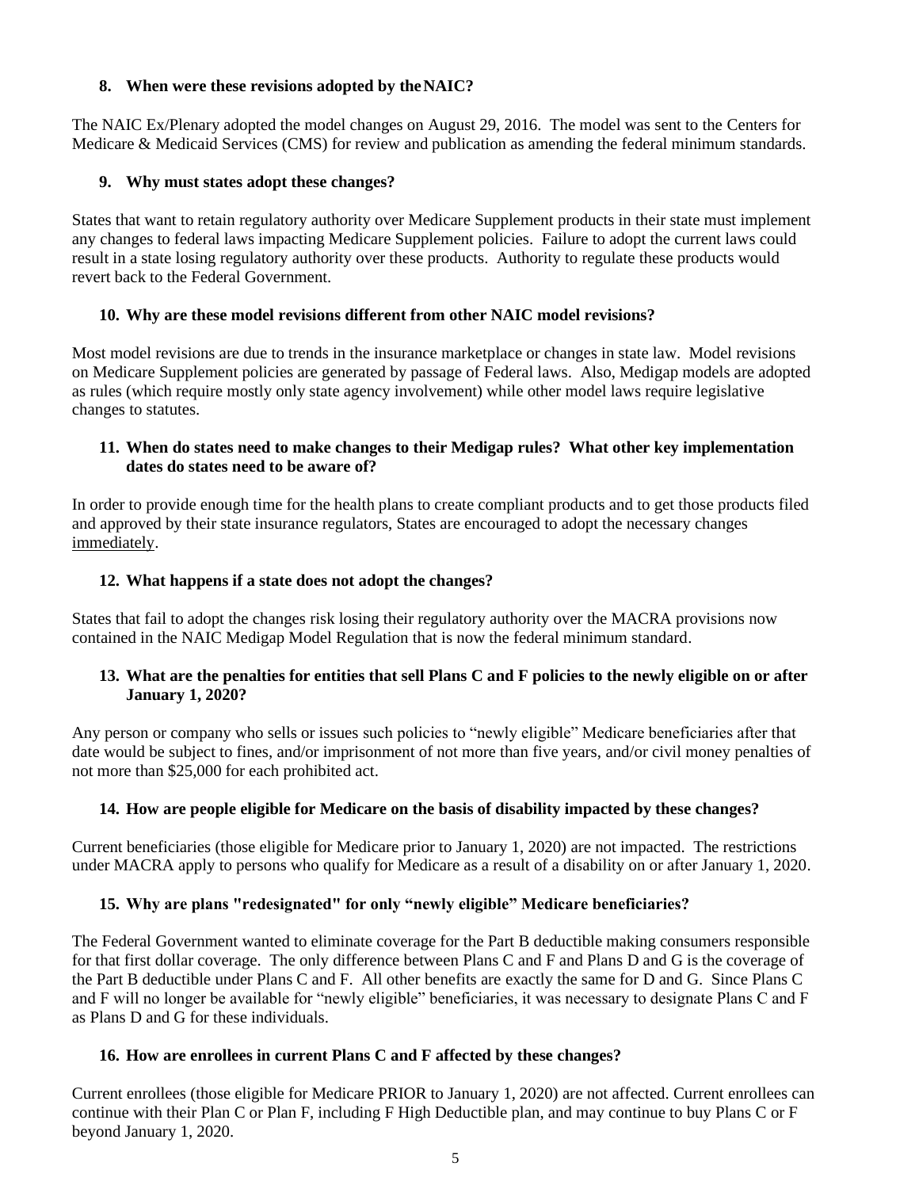### 8. When were these revisions adopted by the NAIC?

The NAIC Ex/Plenary adopted the model changes on August 29, 2016. The model was sent to the Centers for Medicare & Medicaid Services (CMS) for review and publication as amending the federal minimum standards.

### 9. Why must states adopt these changes?

States that want to retain regulatory authority over Medicare Supplement products in their state must implement any changes to federal laws impacting Medicare Supplement policies. Failure to adopt the current laws could result in a state losing regulatory authority over these products. Authority to regulate these products would revert back to the Federal Government.

### 10. Why are these model revisions different from other NAIC model revisions?

Most model revisions are due to trends in the insurance marketplace or changes in state law. Model revisions on Medicare Supplement policies are generated by passage of Federal laws. Also, Medigap models are adopted as rules (which require mostly only state agency involvement) while other model laws require legislative changes to statutes.

### 11. When do states need to make changes to their Medigap rules? What other key implementation dates do states need to be aware of?

In order to provide enough time for the health plans to create compliant products and to get those products filed and approved by their state insurance regulators, States are encouraged to adopt the necessary changes immediately.

### 12. What happens if a state does not adopt the changes?

States that fail to adopt the changes risk losing their regulatory authority over the MACRA provisions now contained in the NAIC Medigap Model Regulation that is now the federal minimum standard.

### 13. What are the penalties for entities that sell Plans C and F policies to the newly eligible on or after January 1, 2020?

Any person or company who sells or issues such policies to "newly eligible" Medicare beneficiaries after that date would be subject to fines, and/or imprisonment of not more than five years, and/or civil money penalties of not more than $25,000 for each prohibited act.

### 14. How are people eligible for Medicare on the basis of disability impacted by these changes?

Current beneficiaries (those eligible for Medicare prior to January 1, 2020) are not impacted. The restrictions under MACRA apply to persons who qualify for Medicare as a result of a disability on or after January 1, 2020.

### 15. Why are plans "redesignated" for only "newly eligible" Medicare beneficiaries?

The Federal Government wanted to eliminate coverage for the Part B deductible making consumers responsible for that first dollar coverage. The only difference between Plans C and F and Plans D and G is the coverage of the Part B deductible under Plans C and F. All other benefits are exactly the same for D and G. Since Plans C and F will no longer be available for "newly eligible" beneficiaries, it was necessary to designate Plans C and F as Plans D and G for these individuals.

### 16. How are enrollees in current Plans C and F affected by these changes?

Current enrollees (those eligible for Medicare PRIOR to January 1, 2020) are not affected. Current enrollees can continue with their Plan C or Plan F, including F High Deductible plan, and may continue to buy Plans C or F beyond January 1, 2020.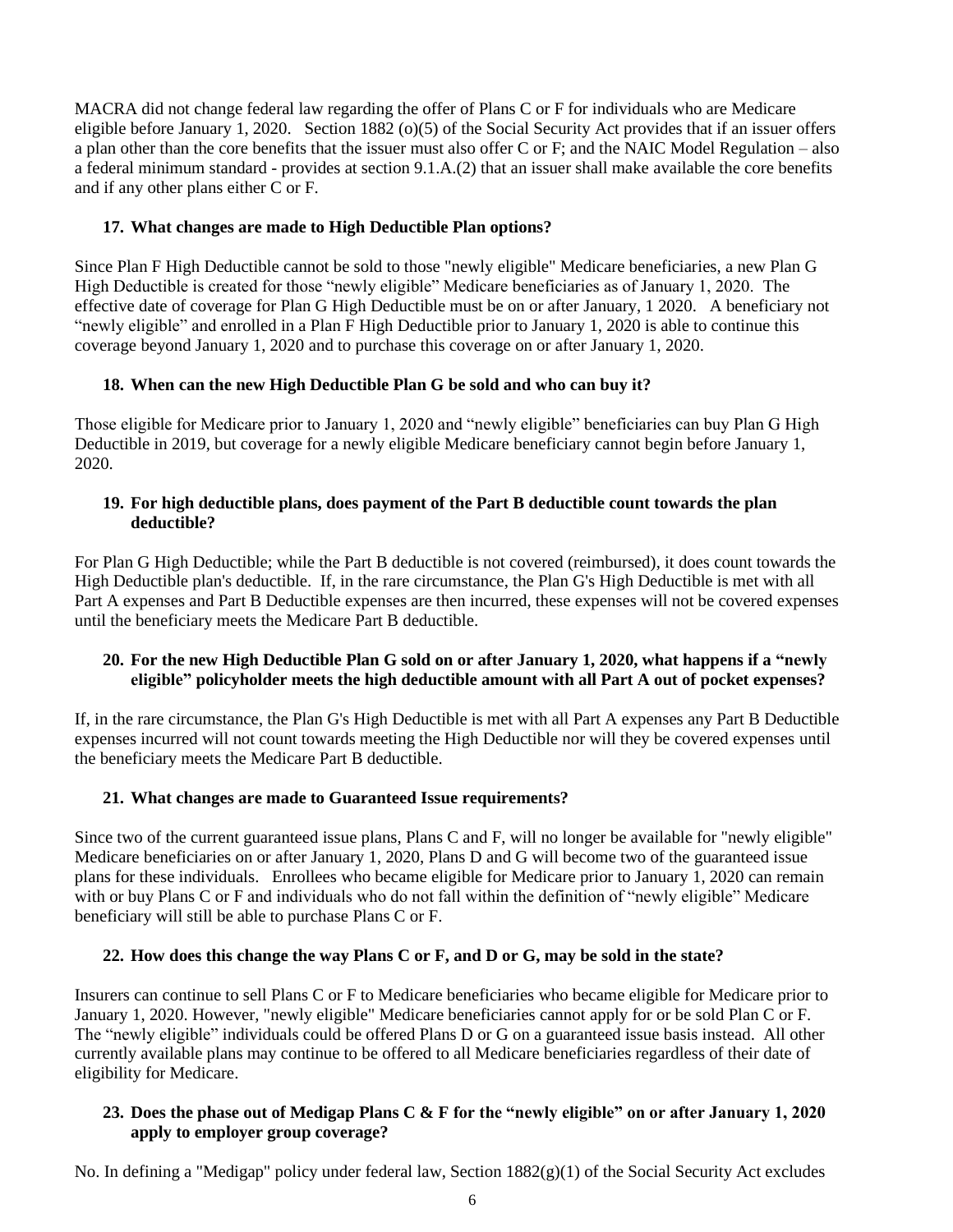MACRA did not change federal law regarding the offer of Plans C or F for individuals who are Medicare eligible before January 1, 2020. Section 1882 (o)(5) of the Social Security Act provides that if an issuer offers a plan other than the core benefits that the issuer must also offer C or F; and the NAIC Model Regulation – also a federal minimum standard - provides at section 9.1.A.(2) that an issuer shall make available the core benefits and if any other plans either C or F.

**17. What changes are made to High Deductible Plan options?**

Since Plan F High Deductible cannot be sold to those "newly eligible" Medicare beneficiaries, a new Plan G High Deductible is created for those "newly eligible" Medicare beneficiaries as of January 1, 2020. The effective date of coverage for Plan G High Deductible must be on or after January, 1 2020. A beneficiary not "newly eligible" and enrolled in a Plan F High Deductible prior to January 1, 2020 is able to continue this coverage beyond January 1, 2020 and to purchase this coverage on or after January 1, 2020.

**18. When can the new High Deductible Plan G be sold and who can buy it?**

Those eligible for Medicare prior to January 1, 2020 and "newly eligible" beneficiaries can buy Plan G High Deductible in 2019, but coverage for a newly eligible Medicare beneficiary cannot begin before January 1, 2020.

**19. For high deductible plans, does payment of the Part B deductible count towards the plan deductible?**

For Plan G High Deductible; while the Part B deductible is not covered (reimbursed), it does count towards the High Deductible plan's deductible. If, in the rare circumstance, the Plan G's High Deductible is met with all Part A expenses and Part B Deductible expenses are then incurred, these expenses will not be covered expenses until the beneficiary meets the Medicare Part B deductible.

**20. For the new High Deductible Plan G sold on or after January 1, 2020, what happens if a "newly eligible" policyholder meets the high deductible amount with all Part A out of pocket expenses?**

If, in the rare circumstance, the Plan G's High Deductible is met with all Part A expenses any Part B Deductible expenses incurred will not count towards meeting the High Deductible nor will they be covered expenses until the beneficiary meets the Medicare Part B deductible.

**21. What changes are made to Guaranteed Issue requirements?**

Since two of the current guaranteed issue plans, Plans C and F, will no longer be available for "newly eligible" Medicare beneficiaries on or after January 1, 2020, Plans D and G will become two of the guaranteed issue plans for these individuals. Enrollees who became eligible for Medicare prior to January 1, 2020 can remain with or buy Plans C or F and individuals who do not fall within the definition of "newly eligible" Medicare beneficiary will still be able to purchase Plans C or F.

**22. How does this change the way Plans C or F, and D or G, may be sold in the state?**

Insurers can continue to sell Plans C or F to Medicare beneficiaries who became eligible for Medicare prior to January 1, 2020. However, "newly eligible" Medicare beneficiaries cannot apply for or be sold Plan C or F. The "newly eligible" individuals could be offered Plans D or G on a guaranteed issue basis instead. All other currently available plans may continue to be offered to all Medicare beneficiaries regardless of their date of eligibility for Medicare.

**23. Does the phase out of Medigap Plans C & F for the "newly eligible" on or after January 1, 2020 apply to employer group coverage?**

No. In defining a "Medigap" policy under federal law, Section 1882(g)(1) of the Social Security Act excludes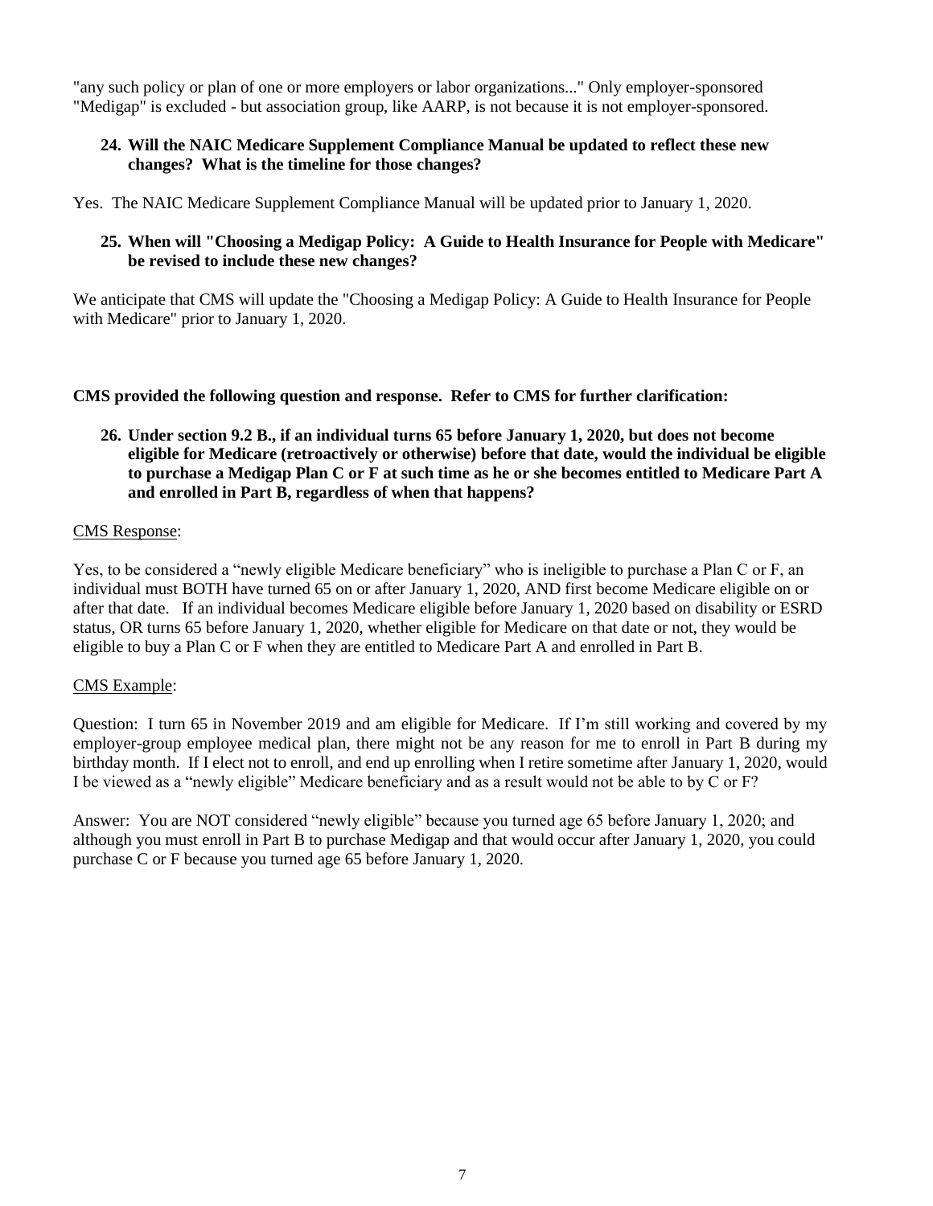"any such policy or plan of one or more employers or labor organizations..." Only employer-sponsored "Medigap" is excluded - but association group, like AARP, is not because it is not employer-sponsored.

**24. Will the NAIC Medicare Supplement Compliance Manual be updated to reflect these new changes? What is the timeline for those changes?**

Yes. The NAIC Medicare Supplement Compliance Manual will be updated prior to January 1, 2020.

**25. When will "Choosing a Medigap Policy: A Guide to Health Insurance for People with Medicare" be revised to include these new changes?**

We anticipate that CMS will update the "Choosing a Medigap Policy: A Guide to Health Insurance for People with Medicare" prior to January 1, 2020.

**CMS provided the following question and response. Refer to CMS for further clarification:**

**26. Under section 9.2 B., if an individual turns 65 before January 1, 2020, but does not become eligible for Medicare (retroactively or otherwise) before that date, would the individual be eligible to purchase a Medigap Plan C or F at such time as he or she becomes entitled to Medicare Part A and enrolled in Part B, regardless of when that happens?**

CMS Response:

Yes, to be considered a "newly eligible Medicare beneficiary" who is ineligible to purchase a Plan C or F, an individual must BOTH have turned 65 on or after January 1, 2020, AND first become Medicare eligible on or after that date. If an individual becomes Medicare eligible before January 1, 2020 based on disability or ESRD status, OR turns 65 before January 1, 2020, whether eligible for Medicare on that date or not, they would be eligible to buy a Plan C or F when they are entitled to Medicare Part A and enrolled in Part B.

CMS Example:

Question: I turn 65 in November 2019 and am eligible for Medicare. If I'm still working and covered by my employer-group employee medical plan, there might not be any reason for me to enroll in Part B during my birthday month. If I elect not to enroll, and end up enrolling when I retire sometime after January 1, 2020, would I be viewed as a "newly eligible" Medicare beneficiary and as a result would not be able to by C or F?

Answer: You are NOT considered "newly eligible" because you turned age 65 before January 1, 2020; and although you must enroll in Part B to purchase Medigap and that would occur after January 1, 2020, you could purchase C or F because you turned age 65 before January 1, 2020.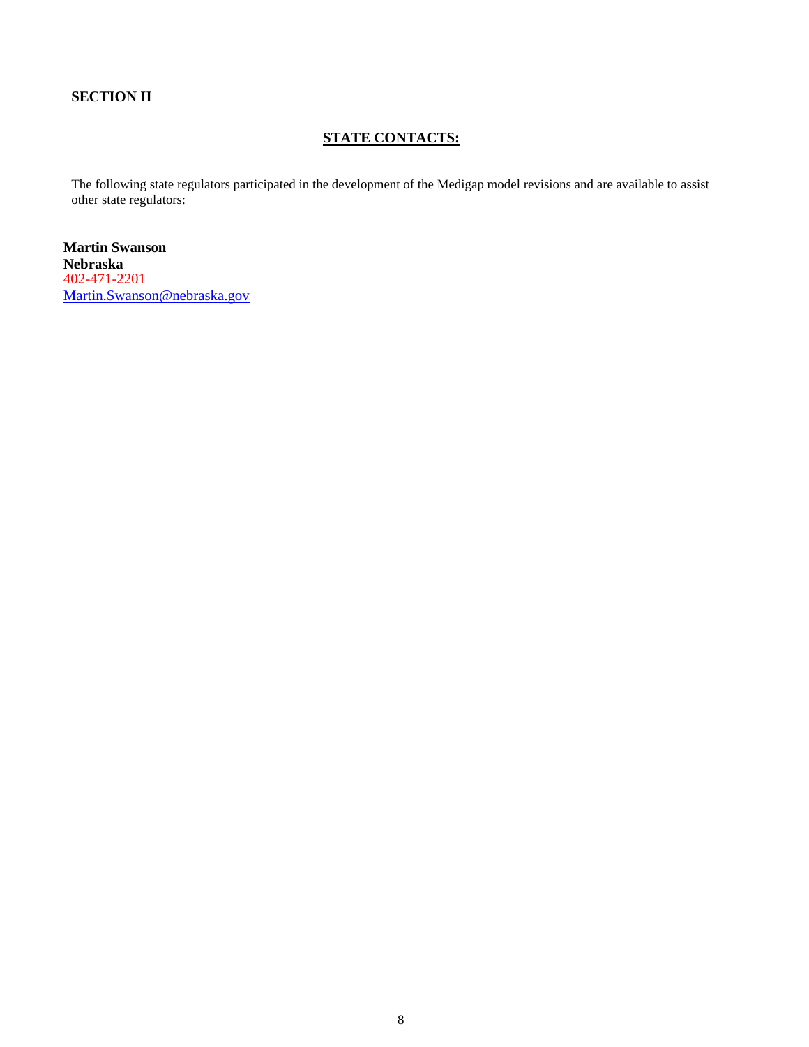## SECTION II

### STATE CONTACTS:

The following state regulators participated in the development of the Medigap model revisions and are available to assist other state regulators:

**Martin Swanson**
**Nebraska**
402-471-2201
Martin.Swanson@nebraska.gov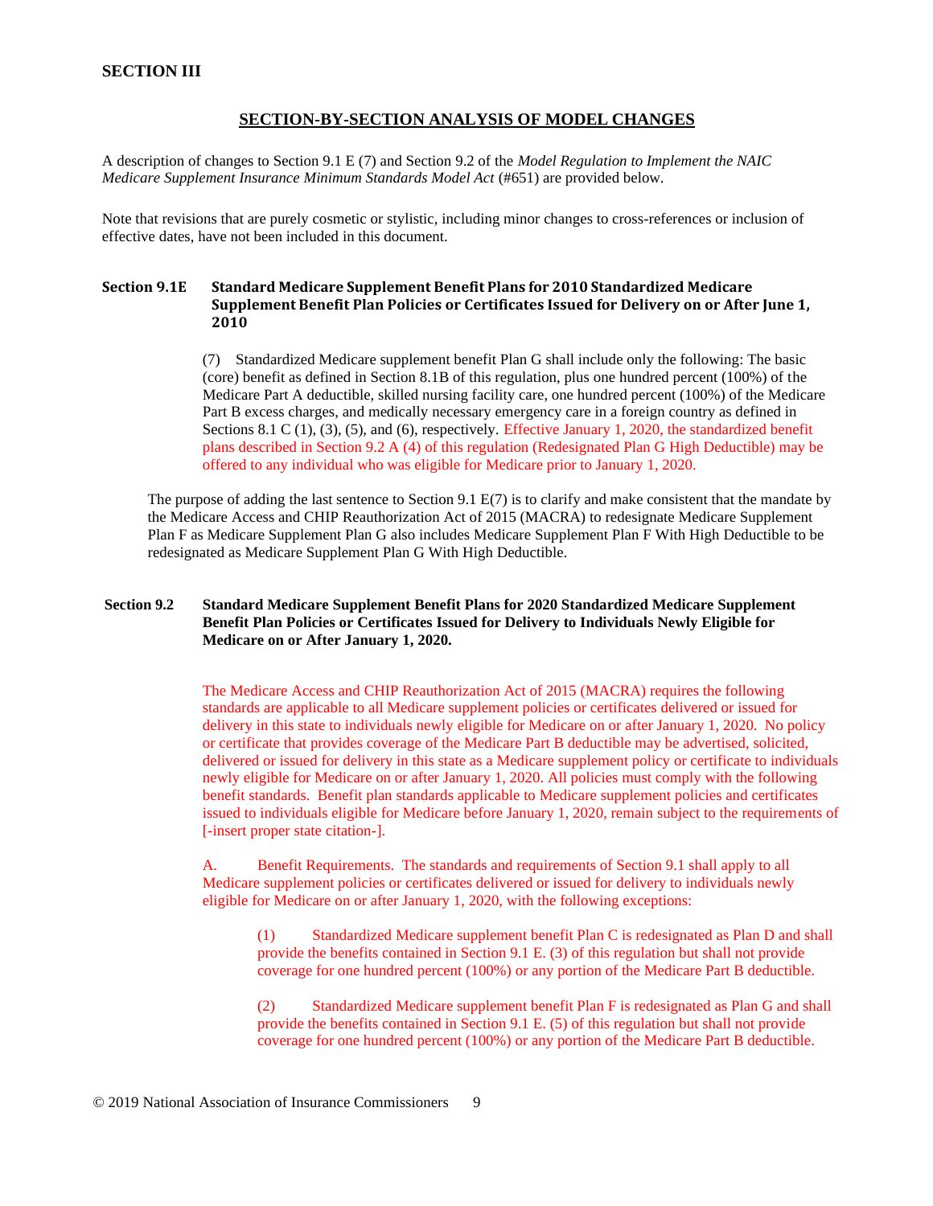## SECTION III

### SECTION-BY-SECTION ANALYSIS OF MODEL CHANGES

A description of changes to Section 9.1 E (7) and Section 9.2 of the *Model Regulation to Implement the NAIC Medicare Supplement Insurance Minimum Standards Model Act* (#651) are provided below.

Note that revisions that are purely cosmetic or stylistic, including minor changes to cross-references or inclusion of effective dates, have not been included in this document.

**Section 9.1E Standard Medicare Supplement Benefit Plans for 2010 Standardized Medicare Supplement Benefit Plan Policies or Certificates Issued for Delivery on or After June 1, 2010**

(7) Standardized Medicare supplement benefit Plan G shall include only the following: The basic (core) benefit as defined in Section 8.1B of this regulation, plus one hundred percent (100%) of the Medicare Part A deductible, skilled nursing facility care, one hundred percent (100%) of the Medicare Part B excess charges, and medically necessary emergency care in a foreign country as defined in Sections 8.1 C (1), (3), (5), and (6), respectively. Effective January 1, 2020, the standardized benefit plans described in Section 9.2 A (4) of this regulation (Redesignated Plan G High Deductible) may be offered to any individual who was eligible for Medicare prior to January 1, 2020.

The purpose of adding the last sentence to Section 9.1 E(7) is to clarify and make consistent that the mandate by the Medicare Access and CHIP Reauthorization Act of 2015 (MACRA) to redesignate Medicare Supplement Plan F as Medicare Supplement Plan G also includes Medicare Supplement Plan F With High Deductible to be redesignated as Medicare Supplement Plan G With High Deductible.

**Section 9.2 Standard Medicare Supplement Benefit Plans for 2020 Standardized Medicare Supplement Benefit Plan Policies or Certificates Issued for Delivery to Individuals Newly Eligible for Medicare on or After January 1, 2020.**

The Medicare Access and CHIP Reauthorization Act of 2015 (MACRA) requires the following standards are applicable to all Medicare supplement policies or certificates delivered or issued for delivery in this state to individuals newly eligible for Medicare on or after January 1, 2020. No policy or certificate that provides coverage of the Medicare Part B deductible may be advertised, solicited, delivered or issued for delivery in this state as a Medicare supplement policy or certificate to individuals newly eligible for Medicare on or after January 1, 2020. All policies must comply with the following benefit standards. Benefit plan standards applicable to Medicare supplement policies and certificates issued to individuals eligible for Medicare before January 1, 2020, remain subject to the requirements of [-insert proper state citation-].

A. Benefit Requirements. The standards and requirements of Section 9.1 shall apply to all Medicare supplement policies or certificates delivered or issued for delivery to individuals newly eligible for Medicare on or after January 1, 2020, with the following exceptions:

(1) Standardized Medicare supplement benefit Plan C is redesignated as Plan D and shall provide the benefits contained in Section 9.1 E. (3) of this regulation but shall not provide coverage for one hundred percent (100%) or any portion of the Medicare Part B deductible.

(2) Standardized Medicare supplement benefit Plan F is redesignated as Plan G and shall provide the benefits contained in Section 9.1 E. (5) of this regulation but shall not provide coverage for one hundred percent (100%) or any portion of the Medicare Part B deductible.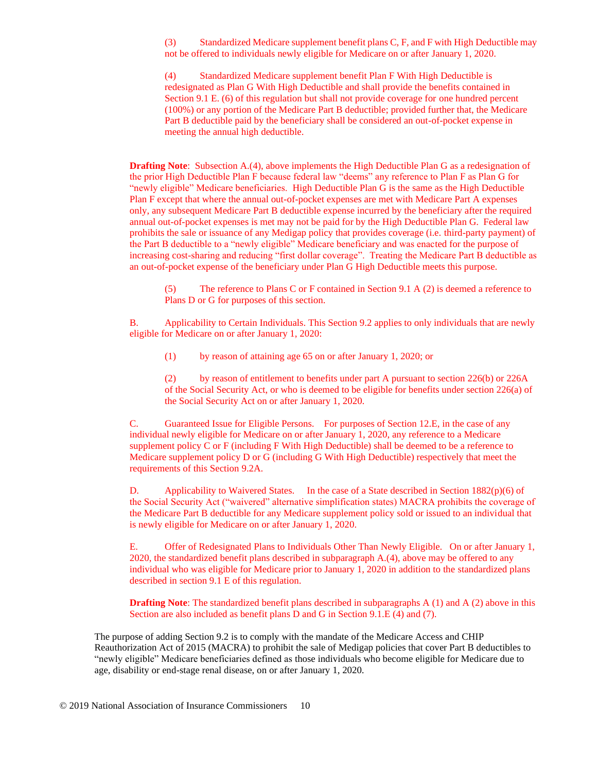(3) Standardized Medicare supplement benefit plans C, F, and F with High Deductible may not be offered to individuals newly eligible for Medicare on or after January 1, 2020.

(4) Standardized Medicare supplement benefit Plan F With High Deductible is redesignated as Plan G With High Deductible and shall provide the benefits contained in Section 9.1 E. (6) of this regulation but shall not provide coverage for one hundred percent (100%) or any portion of the Medicare Part B deductible; provided further that, the Medicare Part B deductible paid by the beneficiary shall be considered an out-of-pocket expense in meeting the annual high deductible.

**Drafting Note**: Subsection A.(4), above implements the High Deductible Plan G as a redesignation of the prior High Deductible Plan F because federal law "deems" any reference to Plan F as Plan G for "newly eligible" Medicare beneficiaries. High Deductible Plan G is the same as the High Deductible Plan F except that where the annual out-of-pocket expenses are met with Medicare Part A expenses only, any subsequent Medicare Part B deductible expense incurred by the beneficiary after the required annual out-of-pocket expenses is met may not be paid for by the High Deductible Plan G. Federal law prohibits the sale or issuance of any Medigap policy that provides coverage (i.e. third-party payment) of the Part B deductible to a "newly eligible" Medicare beneficiary and was enacted for the purpose of increasing cost-sharing and reducing "first dollar coverage". Treating the Medicare Part B deductible as an out-of-pocket expense of the beneficiary under Plan G High Deductible meets this purpose.

(5) The reference to Plans C or F contained in Section 9.1 A (2) is deemed a reference to Plans D or G for purposes of this section.

B. Applicability to Certain Individuals. This Section 9.2 applies to only individuals that are newly eligible for Medicare on or after January 1, 2020:

(1) by reason of attaining age 65 on or after January 1, 2020; or

(2) by reason of entitlement to benefits under part A pursuant to section 226(b) or 226A of the Social Security Act, or who is deemed to be eligible for benefits under section 226(a) of the Social Security Act on or after January 1, 2020.

C. Guaranteed Issue for Eligible Persons. For purposes of Section 12.E, in the case of any individual newly eligible for Medicare on or after January 1, 2020, any reference to a Medicare supplement policy C or F (including F With High Deductible) shall be deemed to be a reference to Medicare supplement policy D or G (including G With High Deductible) respectively that meet the requirements of this Section 9.2A.

D. Applicability to Waivered States. In the case of a State described in Section 1882(p)(6) of the Social Security Act ("waivered" alternative simplification states) MACRA prohibits the coverage of the Medicare Part B deductible for any Medicare supplement policy sold or issued to an individual that is newly eligible for Medicare on or after January 1, 2020.

E. Offer of Redesignated Plans to Individuals Other Than Newly Eligible. On or after January 1, 2020, the standardized benefit plans described in subparagraph A.(4), above may be offered to any individual who was eligible for Medicare prior to January 1, 2020 in addition to the standardized plans described in section 9.1 E of this regulation.

**Drafting Note**: The standardized benefit plans described in subparagraphs A (1) and A (2) above in this Section are also included as benefit plans D and G in Section 9.1.E (4) and (7).

The purpose of adding Section 9.2 is to comply with the mandate of the Medicare Access and CHIP Reauthorization Act of 2015 (MACRA) to prohibit the sale of Medigap policies that cover Part B deductibles to "newly eligible" Medicare beneficiaries defined as those individuals who become eligible for Medicare due to age, disability or end-stage renal disease, on or after January 1, 2020.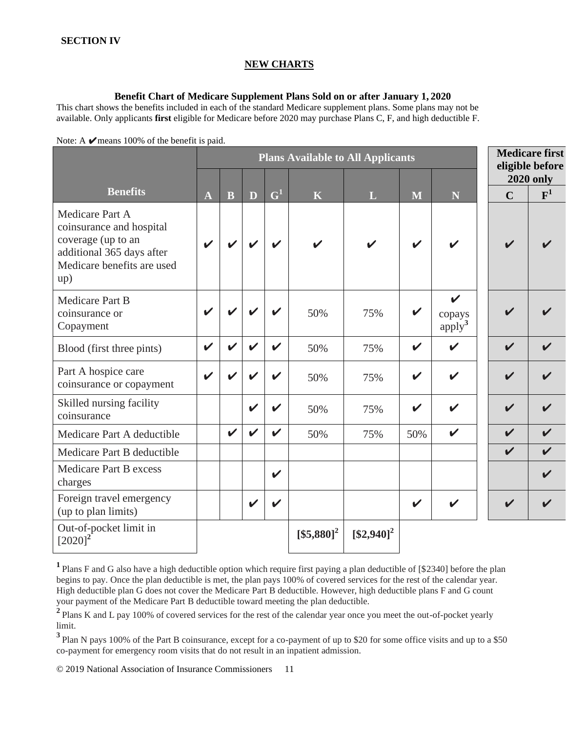**SECTION IV**

**NEW CHARTS**

**Benefit Chart of Medicare Supplement Plans Sold on or after January 1, 2020**

This chart shows the benefits included in each of the standard Medicare supplement plans. Some plans may not be available. Only applicants **first** eligible for Medicare before 2020 may purchase Plans C, F, and high deductible F.

Note: A ✔ means 100% of the benefit is paid.

| | Plans Available to All Applicants | | | | | | | | Medicare first eligible before 2020 only | |
|---|---|---|---|---|---|---|---|---|---|---|
| **Benefits** | **A** | **B** | **D** | **G[1]** | **K** | **L** | **M** | **N** | **C** | **F[1]** |
| Medicare Part A coinsurance and hospital coverage (up to an additional 365 days after Medicare benefits are used up) | ✔ | ✔ | ✔ | ✔ | ✔ | ✔ | ✔ | ✔ | ✔ | ✔ |
| Medicare Part B coinsurance or Copayment | ✔ | ✔ | ✔ | ✔ | 50% | 75% | ✔ | ✔ copays apply[3] | ✔ | ✔ |
| Blood (first three pints) | ✔ | ✔ | ✔ | ✔ | 50% | 75% | ✔ | ✔ | ✔ | ✔ |
| Part A hospice care coinsurance or copayment | ✔ | ✔ | ✔ | ✔ | 50% | 75% | ✔ | ✔ | ✔ | ✔ |
| Skilled nursing facility coinsurance | | | ✔ | ✔ | 50% | 75% | ✔ | ✔ | ✔ | ✔ |
| Medicare Part A deductible | | ✔ | ✔ | ✔ | 50% | 75% | 50% | ✔ | ✔ | ✔ |
| Medicare Part B deductible | | | | | | | | | ✔ | ✔ |
| Medicare Part B excess charges | | | | ✔ | | | | | | ✔ |
| Foreign travel emergency (up to plan limits) | | | ✔ | ✔ | | | ✔ | ✔ | ✔ | ✔ |
| Out-of-pocket limit in [2020][2] | | | | | **[$5,880][2]** | **[$2,940][2]** | | | | |

[1] Plans F and G also have a high deductible option which require first paying a plan deductible of [$2340] before the plan begins to pay. Once the plan deductible is met, the plan pays 100% of covered services for the rest of the calendar year. High deductible plan G does not cover the Medicare Part B deductible. However, high deductible plans F and G count your payment of the Medicare Part B deductible toward meeting the plan deductible.

[2] Plans K and L pay 100% of covered services for the rest of the calendar year once you meet the out-of-pocket yearly limit.

[3] Plan N pays 100% of the Part B coinsurance, except for a co-payment of up to $20 for some office visits and up to a $50 co-payment for emergency room visits that do not result in an inpatient admission.

© 2019 National Association of Insurance Commissioners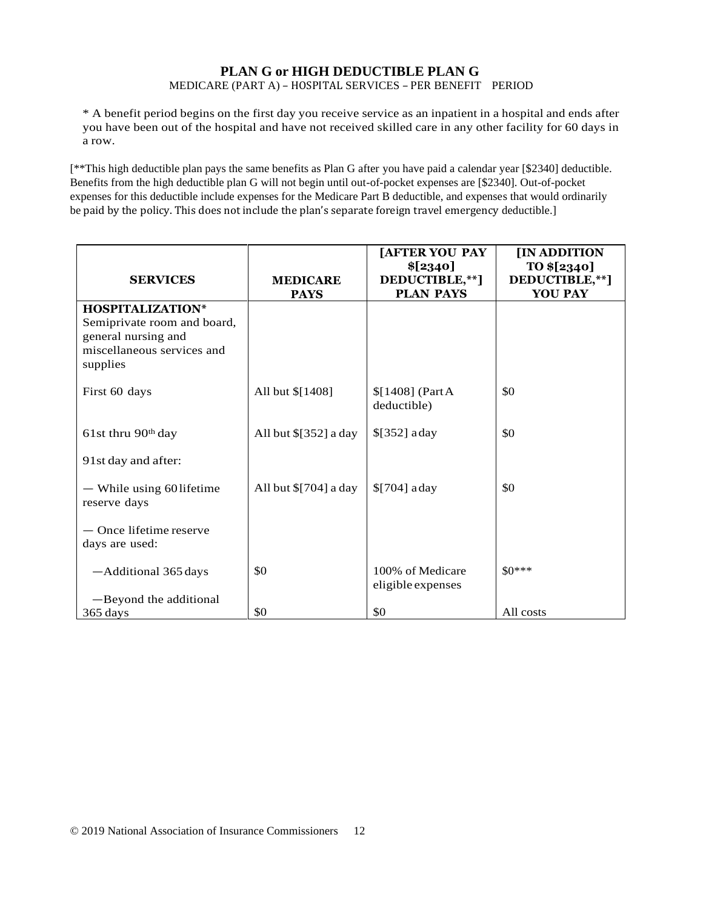# PLAN G or HIGH DEDUCTIBLE PLAN G

MEDICARE (PART A) – HOSPITAL SERVICES – PER BENEFIT PERIOD

* A benefit period begins on the first day you receive service as an inpatient in a hospital and ends after you have been out of the hospital and have not received skilled care in any other facility for 60 days in a row.

[**This high deductible plan pays the same benefits as Plan G after you have paid a calendar year [$2340] deductible. Benefits from the high deductible plan G will not begin until out-of-pocket expenses are [$2340]. Out-of-pocket expenses for this deductible include expenses for the Medicare Part B deductible, and expenses that would ordinarily be paid by the policy. This does not include the plan's separate foreign travel emergency deductible.]

| SERVICES | MEDICARE PAYS | [AFTER YOU PAY $[2340] DEDUCTIBLE,**] PLAN PAYS | [IN ADDITION TO $[2340] DEDUCTIBLE,**] YOU PAY |
|---|---|---|---|
| **HOSPITALIZATION*** Semiprivate room and board, general nursing and miscellaneous services and supplies | | | |
| First 60 days | All but $[1408] | $[1408] (Part A deductible) | $0 |
| 61st thru 90th day | All but $[352] a day | $[352] a day | $0 |
| 91st day and after: | | | |
| — While using 60 lifetime reserve days | All but $[704] a day | $[704] a day | $0 |
| — Once lifetime reserve days are used: | | | |
| —Additional 365 days | $0 | 100% of Medicare eligible expenses | $0*** |
| —Beyond the additional 365 days | $0 | $0 | All costs |

© 2019 National Association of Insurance Commissioners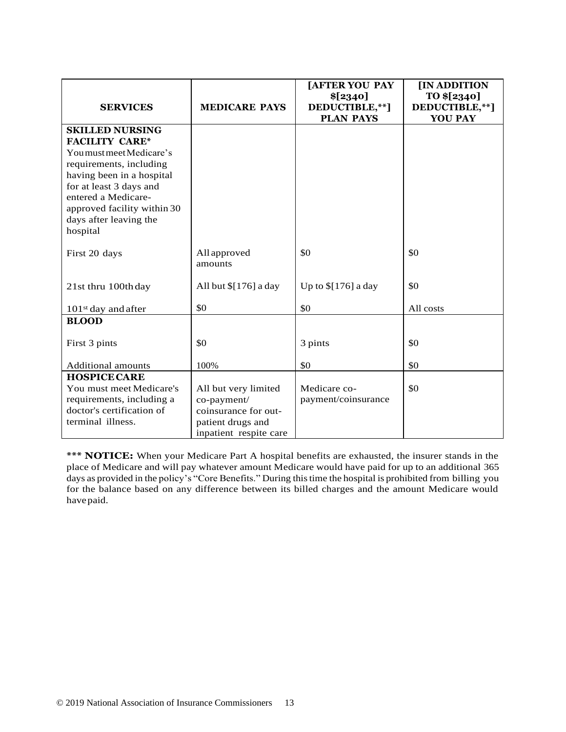| SERVICES | MEDICARE PAYS | [AFTER YOU PAY $[2340] DEDUCTIBLE,**] PLAN PAYS | [IN ADDITION TO $[2340] DEDUCTIBLE,**] YOU PAY |
|---|---|---|---|
| **SKILLED NURSING FACILITY CARE*** You must meet Medicare's requirements, including having been in a hospital for at least 3 days and entered a Medicare-approved facility within 30 days after leaving the hospital | | | |
| First 20 days | All approved amounts | $0 | $0 |
| 21st thru 100th day | All but $[176] a day | Up to $[176] a day | $0 |
| 101st day and after | $0 | $0 | All costs |
| **BLOOD** | | | |
| First 3 pints | $0 | 3 pints | $0 |
| Additional amounts | 100% | $0 | $0 |
| **HOSPICE CARE** You must meet Medicare's requirements, including a doctor's certification of terminal illness. | All but very limited co-payment/ coinsurance for out-patient drugs and inpatient respite care | Medicare co-payment/coinsurance | $0 |

*** **NOTICE:** When your Medicare Part A hospital benefits are exhausted, the insurer stands in the place of Medicare and will pay whatever amount Medicare would have paid for up to an additional 365 days as provided in the policy's "Core Benefits." During this time the hospital is prohibited from billing you for the balance based on any difference between its billed charges and the amount Medicare would have paid.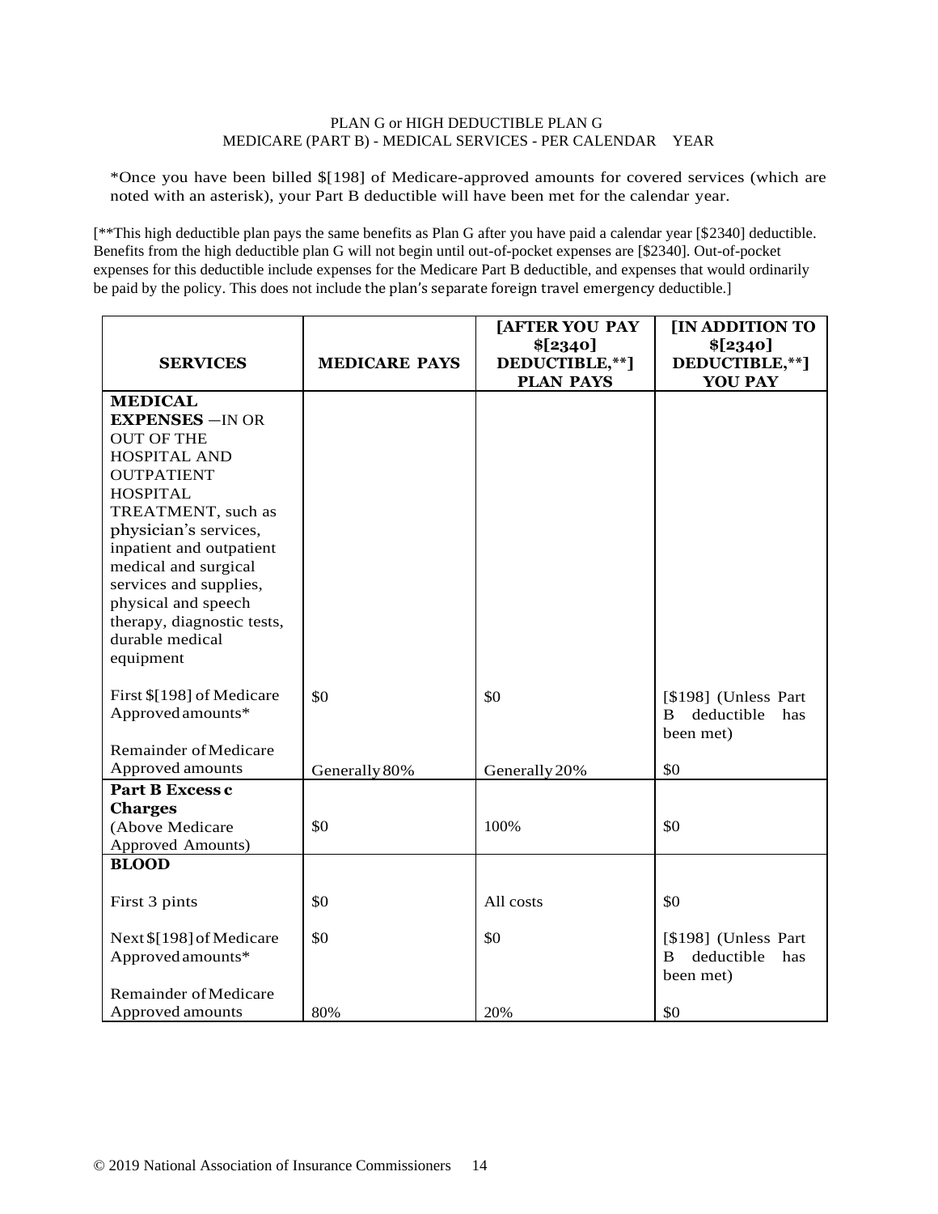PLAN G or HIGH DEDUCTIBLE PLAN G
MEDICARE (PART B) - MEDICAL SERVICES - PER CALENDAR YEAR

*Once you have been billed $[198] of Medicare-approved amounts for covered services (which are noted with an asterisk), your Part B deductible will have been met for the calendar year.

[**This high deductible plan pays the same benefits as Plan G after you have paid a calendar year [$2340] deductible. Benefits from the high deductible plan G will not begin until out-of-pocket expenses are [$2340]. Out-of-pocket expenses for this deductible include expenses for the Medicare Part B deductible, and expenses that would ordinarily be paid by the policy. This does not include the plan's separate foreign travel emergency deductible.]

| SERVICES | MEDICARE PAYS | [AFTER YOU PAY $[2340] DEDUCTIBLE,**] PLAN PAYS | [IN ADDITION TO $[2340] DEDUCTIBLE,**] YOU PAY |
|---|---|---|---|
| **MEDICAL EXPENSES** —IN OR OUT OF THE HOSPITAL AND OUTPATIENT HOSPITAL TREATMENT, such as physician's services, inpatient and outpatient medical and surgical services and supplies, physical and speech therapy, diagnostic tests, durable medical equipment | | | |
| First $[198] of Medicare Approved amounts* | $0 | $0 | [$198] (Unless Part B deductible has been met) |
| Remainder of Medicare Approved amounts | Generally 80% | Generally 20% | $0 |
| **Part B Excess c Charges** (Above Medicare Approved Amounts) | $0 | 100% | $0 |
| **BLOOD** | | | |
| First 3 pints | $0 | All costs | $0 |
| Next $[198] of Medicare Approved amounts* | $0 | $0 | [$198] (Unless Part B deductible has been met) |
| Remainder of Medicare Approved amounts | 80% | 20% | $0 |

© 2019 National Association of Insurance Commissioners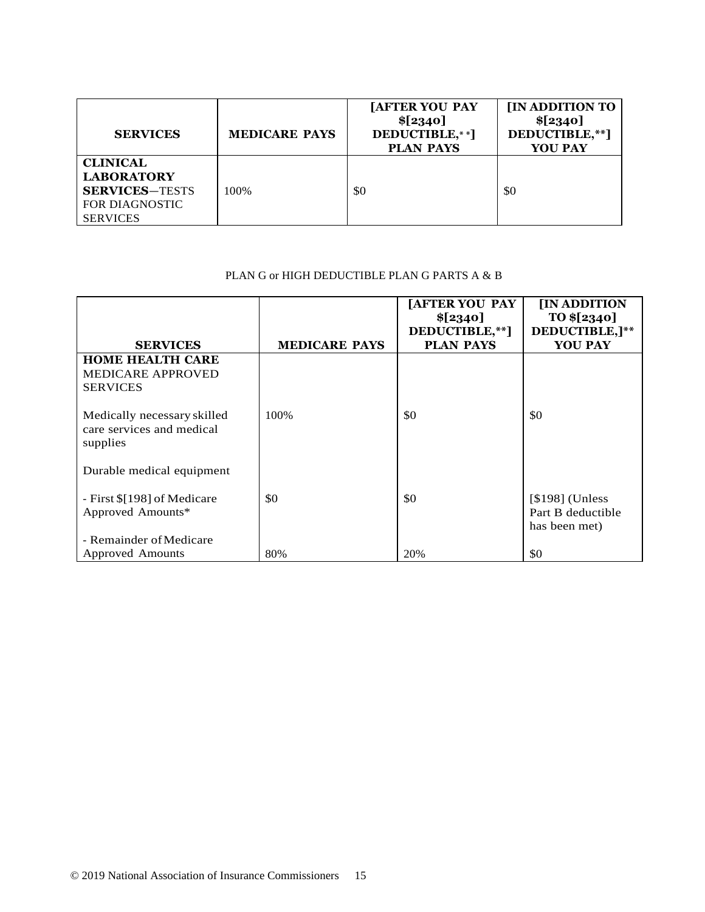| SERVICES | MEDICARE PAYS | [AFTER YOU PAY $[2340] DEDUCTIBLE,**] PLAN PAYS | [IN ADDITION TO $[2340] DEDUCTIBLE,**] YOU PAY |
|---|---|---|---|
| **CLINICAL LABORATORY SERVICES**—TESTS FOR DIAGNOSTIC SERVICES | 100% | $0 | $0 |

PLAN G or HIGH DEDUCTIBLE PLAN G PARTS A & B

| SERVICES | MEDICARE PAYS | [AFTER YOU PAY $[2340] DEDUCTIBLE,**] PLAN PAYS | [IN ADDITION TO $[2340] DEDUCTIBLE,]** YOU PAY |
|---|---|---|---|
| **HOME HEALTH CARE** MEDICARE APPROVED SERVICES | | | |
| Medically necessary skilled care services and medical supplies | 100% | $0 | $0 |
| Durable medical equipment | | | |
| - First $[198] of Medicare Approved Amounts* | $0 | $0 | [$198] (Unless Part B deductible has been met) |
| - Remainder of Medicare Approved Amounts | 80% | 20% | $0 |

© 2019 National Association of Insurance Commissioners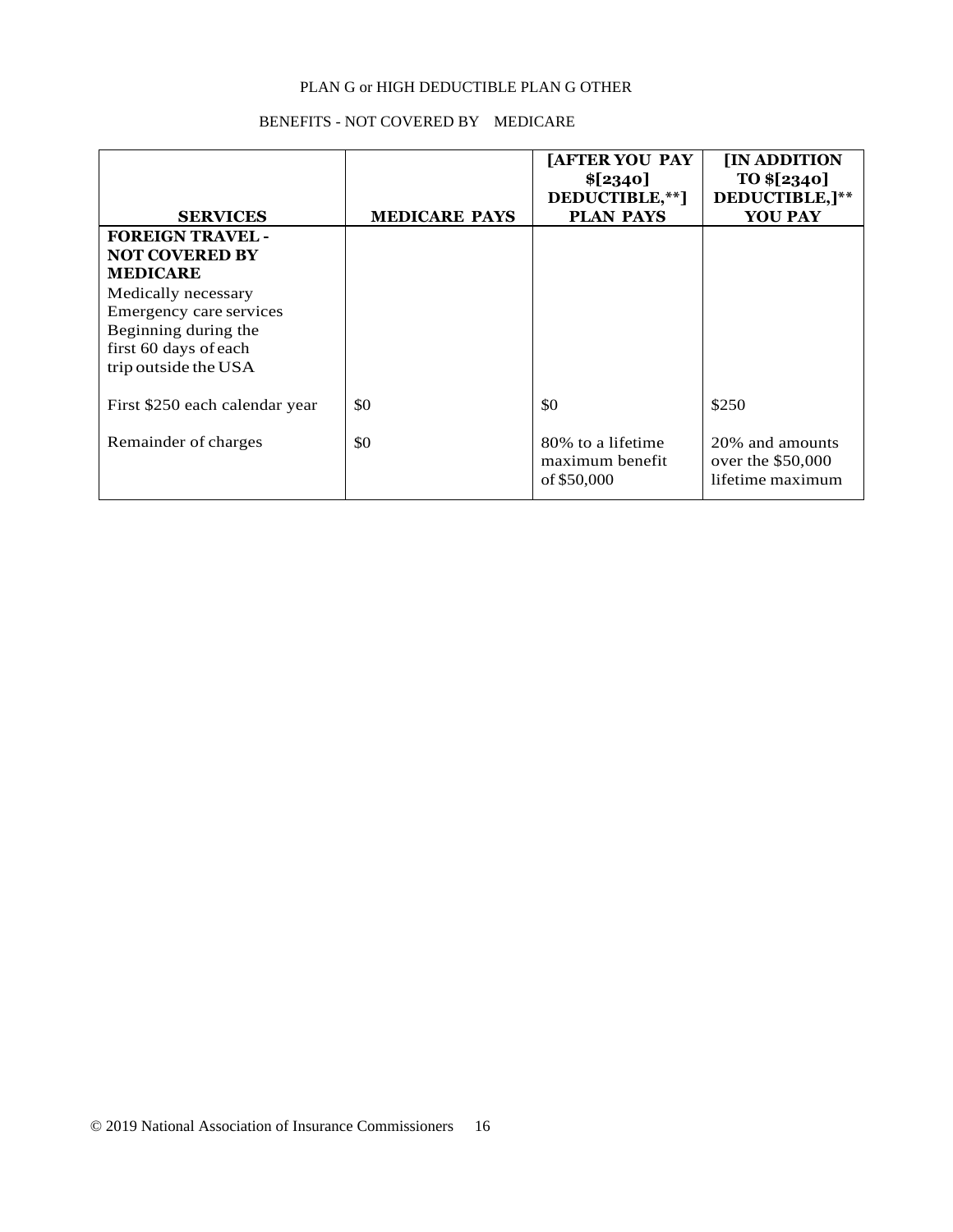PLAN G or HIGH DEDUCTIBLE PLAN G OTHER

BENEFITS - NOT COVERED BY MEDICARE

| SERVICES | MEDICARE PAYS | [AFTER YOU PAY $[2340] DEDUCTIBLE,**] PLAN PAYS | [IN ADDITION TO $[2340] DEDUCTIBLE,]** YOU PAY |
|---|---|---|---|
| **FOREIGN TRAVEL - NOT COVERED BY MEDICARE** Medically necessary Emergency care services Beginning during the first 60 days of each trip outside the USA | | | |
| First $250 each calendar year | $0 | $0 | $250 |
| Remainder of charges | $0 | 80% to a lifetime maximum benefit of $50,000 | 20% and amounts over the $50,000 lifetime maximum |

© 2019 National Association of Insurance Commissioners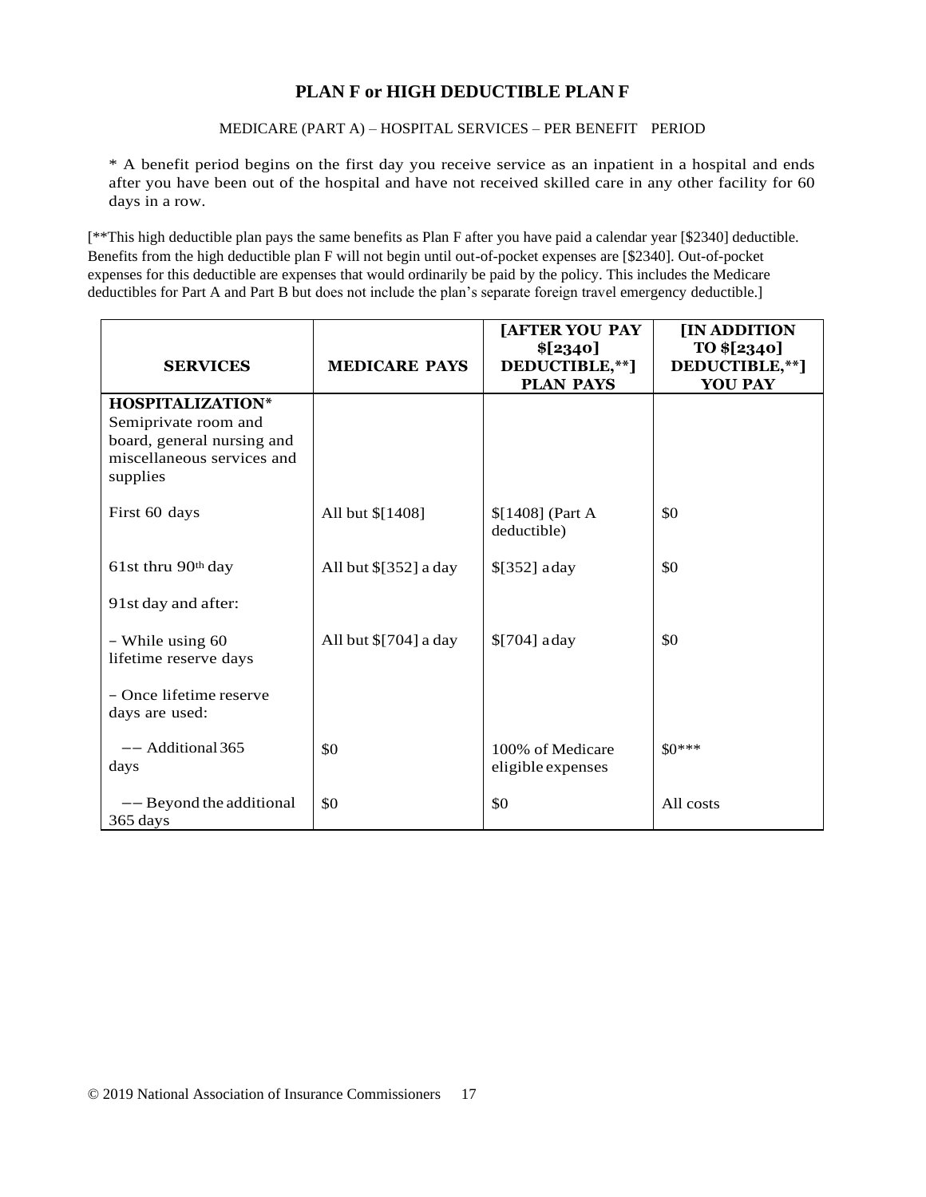## PLAN F or HIGH DEDUCTIBLE PLAN F

MEDICARE (PART A) – HOSPITAL SERVICES – PER BENEFIT PERIOD

* A benefit period begins on the first day you receive service as an inpatient in a hospital and ends after you have been out of the hospital and have not received skilled care in any other facility for 60 days in a row.

[**This high deductible plan pays the same benefits as Plan F after you have paid a calendar year [$2340] deductible. Benefits from the high deductible plan F will not begin until out-of-pocket expenses are [$2340]. Out-of-pocket expenses for this deductible are expenses that would ordinarily be paid by the policy. This includes the Medicare deductibles for Part A and Part B but does not include the plan's separate foreign travel emergency deductible.]

| SERVICES | MEDICARE PAYS | [AFTER YOU PAY $[2340] DEDUCTIBLE,**] PLAN PAYS | [IN ADDITION TO $[2340] DEDUCTIBLE,**] YOU PAY |
|---|---|---|---|
| **HOSPITALIZATION*** Semiprivate room and board, general nursing and miscellaneous services and supplies | | | |
| First 60 days | All but $[1408] | $[1408] (Part A deductible) | $0 |
| 61st thru 90th day | All but $[352] a day | $[352] a day | $0 |
| 91st day and after: | | | |
| – While using 60 lifetime reserve days | All but $[704] a day | $[704] a day | $0 |
| – Once lifetime reserve days are used: | | | |
| –– Additional 365 days | $0 | 100% of Medicare eligible expenses | $0*** |
| –– Beyond the additional 365 days | $0 | $0 | All costs |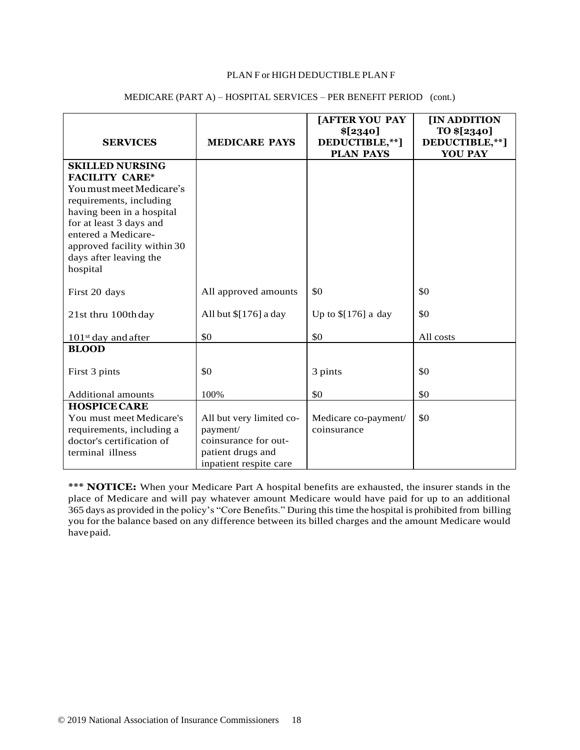PLAN F or HIGH DEDUCTIBLE PLAN F

MEDICARE (PART A) – HOSPITAL SERVICES – PER BENEFIT PERIOD (cont.)

| SERVICES | MEDICARE PAYS | [AFTER YOU PAY $[2340] DEDUCTIBLE,**] PLAN PAYS | [IN ADDITION TO $[2340] DEDUCTIBLE,**] YOU PAY |
|---|---|---|---|
| **SKILLED NURSING FACILITY CARE*** You must meet Medicare's requirements, including having been in a hospital for at least 3 days and entered a Medicare-approved facility within 30 days after leaving the hospital | | | |
| First 20 days | All approved amounts | $0 | $0 |
| 21st thru 100th day | All but $[176] a day | Up to $[176] a day | $0 |
| 101st day and after | $0 | $0 | All costs |
| **BLOOD** | | | |
| First 3 pints | $0 | 3 pints | $0 |
| Additional amounts | 100% | $0 | $0 |
| **HOSPICE CARE** You must meet Medicare's requirements, including a doctor's certification of terminal illness | All but very limited co-payment/ coinsurance for out-patient drugs and inpatient respite care | Medicare co-payment/ coinsurance | $0 |

*** **NOTICE:** When your Medicare Part A hospital benefits are exhausted, the insurer stands in the place of Medicare and will pay whatever amount Medicare would have paid for up to an additional 365 days as provided in the policy's "Core Benefits." During this time the hospital is prohibited from billing you for the balance based on any difference between its billed charges and the amount Medicare would have paid.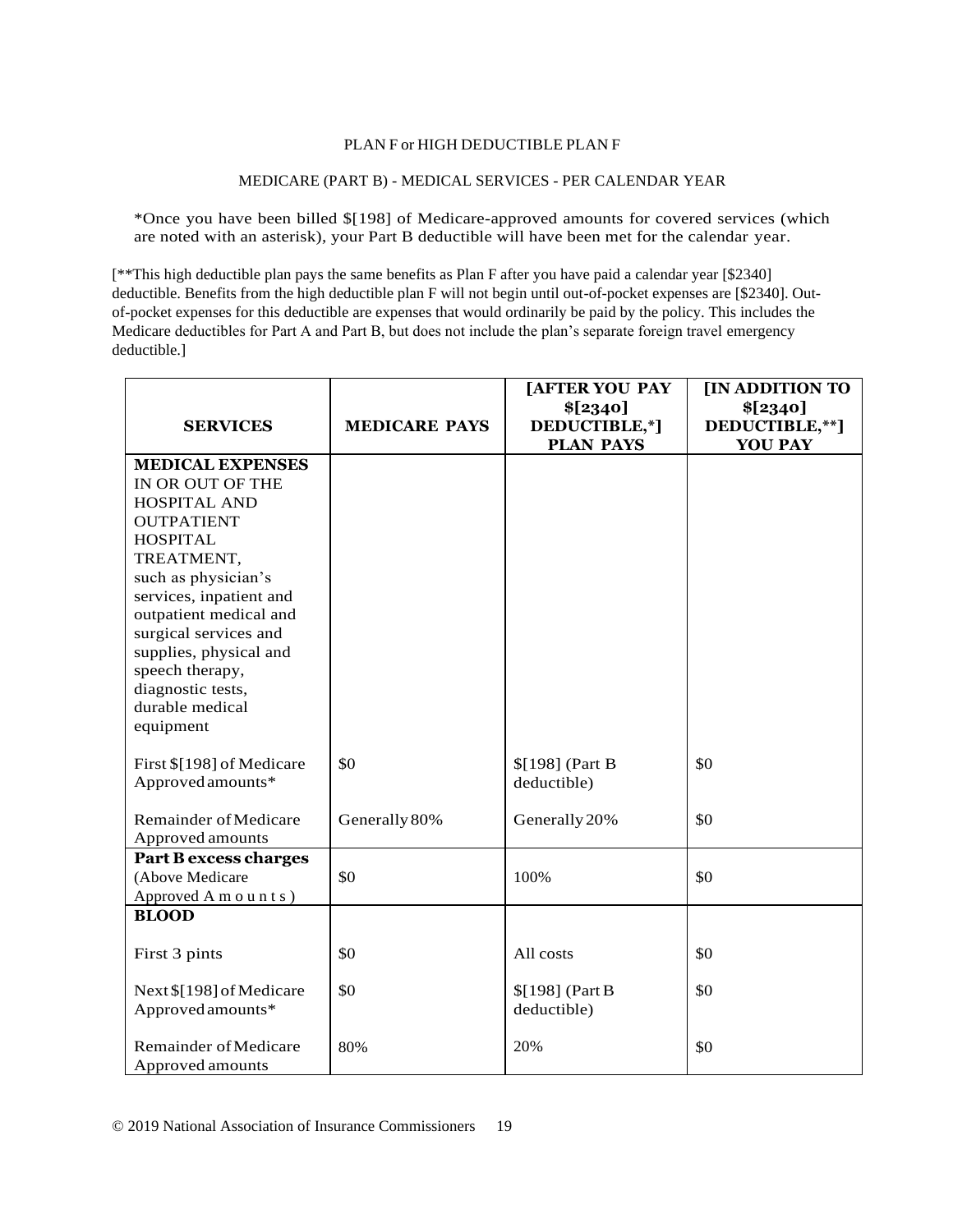PLAN F or HIGH DEDUCTIBLE PLAN F

MEDICARE (PART B) - MEDICAL SERVICES - PER CALENDAR YEAR

*Once you have been billed $[198] of Medicare-approved amounts for covered services (which are noted with an asterisk), your Part B deductible will have been met for the calendar year.

[**This high deductible plan pays the same benefits as Plan F after you have paid a calendar year [$2340] deductible. Benefits from the high deductible plan F will not begin until out-of-pocket expenses are [$2340]. Out-of-pocket expenses for this deductible are expenses that would ordinarily be paid by the policy. This includes the Medicare deductibles for Part A and Part B, but does not include the plan's separate foreign travel emergency deductible.]

| **SERVICES** | **MEDICARE PAYS** | **[AFTER YOU PAY $[2340] DEDUCTIBLE,*] PLAN PAYS** | **[IN ADDITION TO $[2340] DEDUCTIBLE,**] YOU PAY** |
|---|---|---|---|
| **MEDICAL EXPENSES** IN OR OUT OF THE HOSPITAL AND OUTPATIENT HOSPITAL TREATMENT, such as physician's services, inpatient and outpatient medical and surgical services and supplies, physical and speech therapy, diagnostic tests, durable medical equipment | | | |
| First $[198] of Medicare Approved amounts* | $0 | $[198] (Part B deductible) | $0 |
| Remainder of Medicare Approved amounts | Generally 80% | Generally 20% | $0 |
| **Part B excess charges** (Above Medicare Approved Amounts) | $0 | 100% | $0 |
| **BLOOD** | | | |
| First 3 pints | $0 | All costs | $0 |
| Next $[198] of Medicare Approved amounts* | $0 | $[198] (Part B deductible) | $0 |
| Remainder of Medicare Approved amounts | 80% | 20% | $0 |

© 2019 National Association of Insurance Commissioners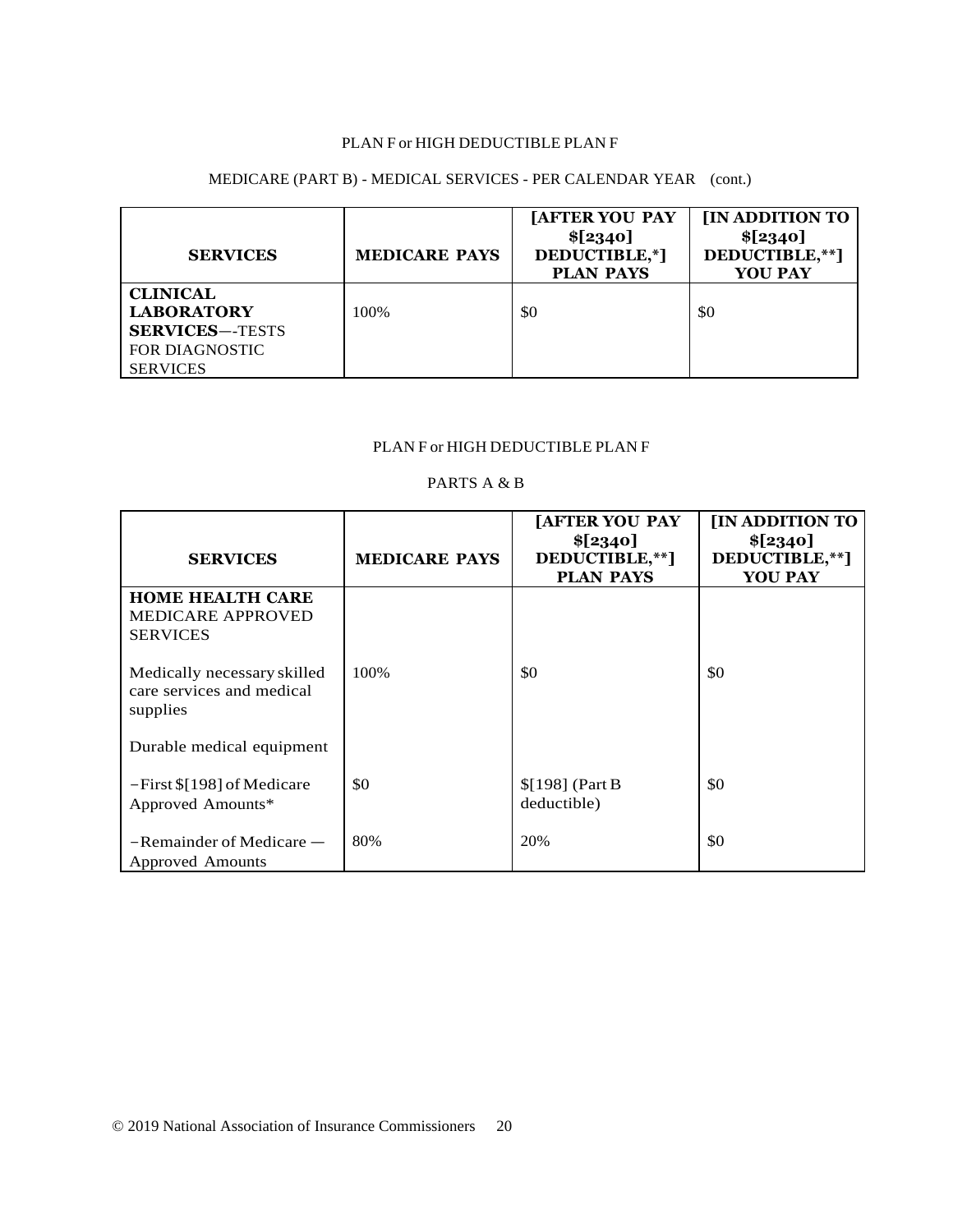PLAN F or HIGH DEDUCTIBLE PLAN F

MEDICARE (PART B) - MEDICAL SERVICES - PER CALENDAR YEAR (cont.)

| **SERVICES** | **MEDICARE PAYS** | **[AFTER YOU PAY $[2340] DEDUCTIBLE,*] PLAN PAYS** | **[IN ADDITION TO $[2340] DEDUCTIBLE,**] YOU PAY** |
|---|---|---|---|
| **CLINICAL LABORATORY SERVICES**—-TESTS FOR DIAGNOSTIC SERVICES | 100% | $0 | $0 |

PLAN F or HIGH DEDUCTIBLE PLAN F

PARTS A & B

| **SERVICES** | **MEDICARE PAYS** | **[AFTER YOU PAY $[2340] DEDUCTIBLE,**] PLAN PAYS** | **[IN ADDITION TO $[2340] DEDUCTIBLE,**] YOU PAY** |
|---|---|---|---|
| **HOME HEALTH CARE** MEDICARE APPROVED SERVICES | | | |
| Medically necessary skilled care services and medical supplies | 100% | $0 | $0 |
| Durable medical equipment | | | |
| −First $[198] of Medicare Approved Amounts* | $0 | $[198] (Part B deductible) | $0 |
| −Remainder of Medicare — Approved Amounts | 80% | 20% | $0 |

© 2019 National Association of Insurance Commissioners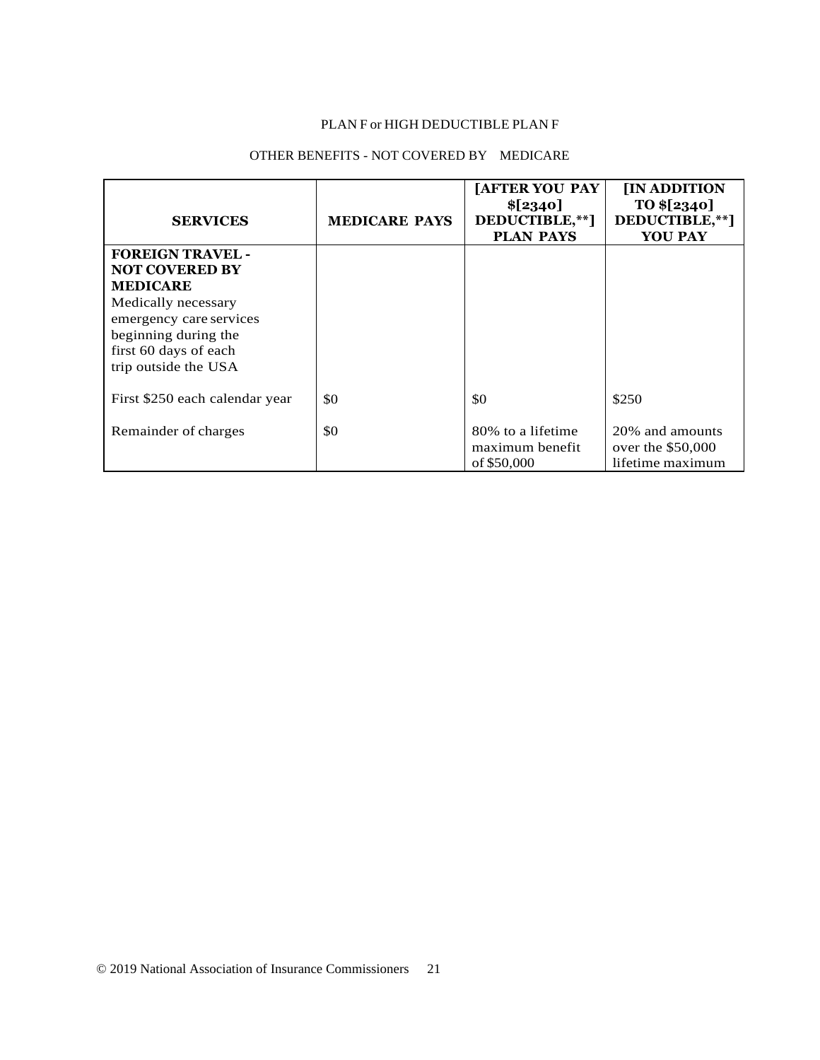PLAN F or HIGH DEDUCTIBLE PLAN F

OTHER BENEFITS - NOT COVERED BY MEDICARE

| SERVICES | MEDICARE PAYS | [AFTER YOU PAY $[2340] DEDUCTIBLE,**] PLAN PAYS | [IN ADDITION TO $[2340] DEDUCTIBLE,**] YOU PAY |
|---|---|---|---|
| **FOREIGN TRAVEL - NOT COVERED BY MEDICARE** Medically necessary emergency care services beginning during the first 60 days of each trip outside the USA | | | |
| First $250 each calendar year | $0 | $0 | $250 |
| Remainder of charges | $0 | 80% to a lifetime maximum benefit of $50,000 | 20% and amounts over the $50,000 lifetime maximum |

© 2019 National Association of Insurance Commissioners